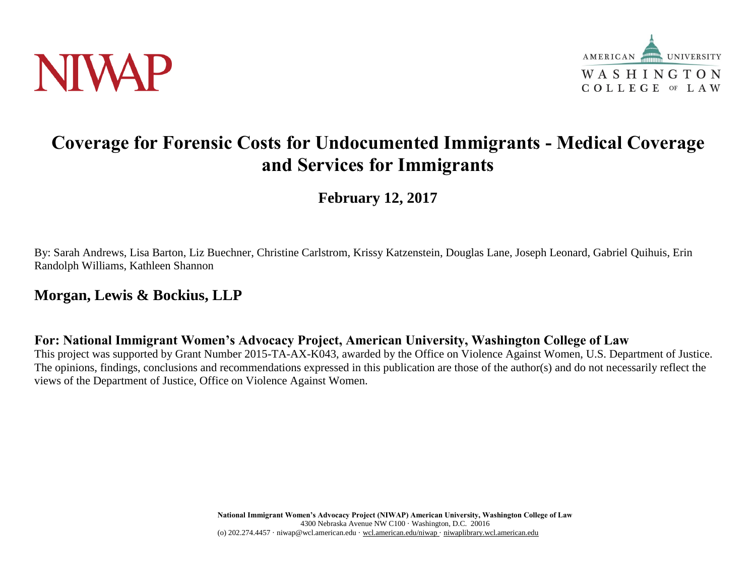NIWAP

AMERICAN UNIVERSITY
WASHINGTON
COLLEGE OF LAW

# Coverage for Forensic Costs for Undocumented Immigrants - Medical Coverage and Services for Immigrants

**February 12, 2017**

By: Sarah Andrews, Lisa Barton, Liz Buechner, Christine Carlstrom, Krissy Katzenstein, Douglas Lane, Joseph Leonard, Gabriel Quihuis, Erin Randolph Williams, Kathleen Shannon

## Morgan, Lewis & Bockius, LLP

**For: National Immigrant Women's Advocacy Project, American University, Washington College of Law**

This project was supported by Grant Number 2015-TA-AX-K043, awarded by the Office on Violence Against Women, U.S. Department of Justice. The opinions, findings, conclusions and recommendations expressed in this publication are those of the author(s) and do not necessarily reflect the views of the Department of Justice, Office on Violence Against Women.

**National Immigrant Women's Advocacy Project (NIWAP) American University, Washington College of Law**
4300 Nebraska Avenue NW C100 · Washington, D.C. 20016
(o) 202.274.4457 · niwap@wcl.american.edu · wcl.american.edu/niwap · niwaplibrary.wcl.american.edu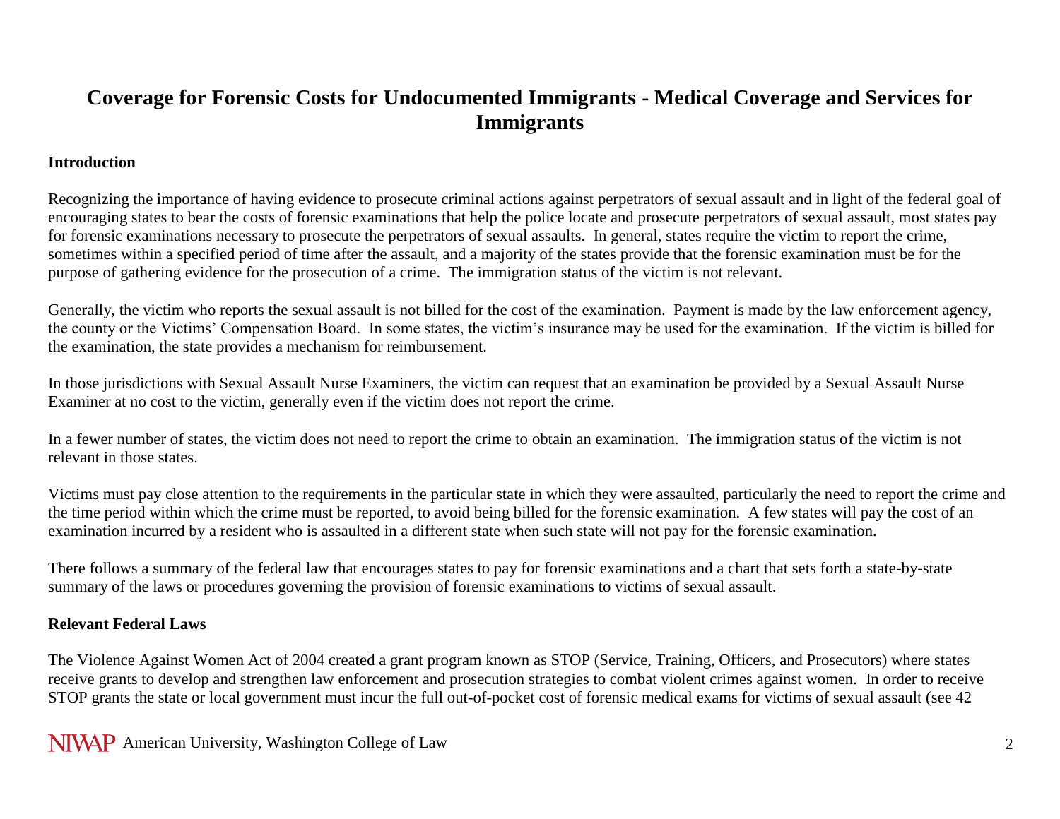# Coverage for Forensic Costs for Undocumented Immigrants - Medical Coverage and Services for Immigrants

**Introduction**

Recognizing the importance of having evidence to prosecute criminal actions against perpetrators of sexual assault and in light of the federal goal of encouraging states to bear the costs of forensic examinations that help the police locate and prosecute perpetrators of sexual assault, most states pay for forensic examinations necessary to prosecute the perpetrators of sexual assaults. In general, states require the victim to report the crime, sometimes within a specified period of time after the assault, and a majority of the states provide that the forensic examination must be for the purpose of gathering evidence for the prosecution of a crime. The immigration status of the victim is not relevant.

Generally, the victim who reports the sexual assault is not billed for the cost of the examination. Payment is made by the law enforcement agency, the county or the Victims' Compensation Board. In some states, the victim's insurance may be used for the examination. If the victim is billed for the examination, the state provides a mechanism for reimbursement.

In those jurisdictions with Sexual Assault Nurse Examiners, the victim can request that an examination be provided by a Sexual Assault Nurse Examiner at no cost to the victim, generally even if the victim does not report the crime.

In a fewer number of states, the victim does not need to report the crime to obtain an examination. The immigration status of the victim is not relevant in those states.

Victims must pay close attention to the requirements in the particular state in which they were assaulted, particularly the need to report the crime and the time period within which the crime must be reported, to avoid being billed for the forensic examination. A few states will pay the cost of an examination incurred by a resident who is assaulted in a different state when such state will not pay for the forensic examination.

There follows a summary of the federal law that encourages states to pay for forensic examinations and a chart that sets forth a state-by-state summary of the laws or procedures governing the provision of forensic examinations to victims of sexual assault.

**Relevant Federal Laws**

The Violence Against Women Act of 2004 created a grant program known as STOP (Service, Training, Officers, and Prosecutors) where states receive grants to develop and strengthen law enforcement and prosecution strategies to combat violent crimes against women. In order to receive STOP grants the state or local government must incur the full out-of-pocket cost of forensic medical exams for victims of sexual assault (see 42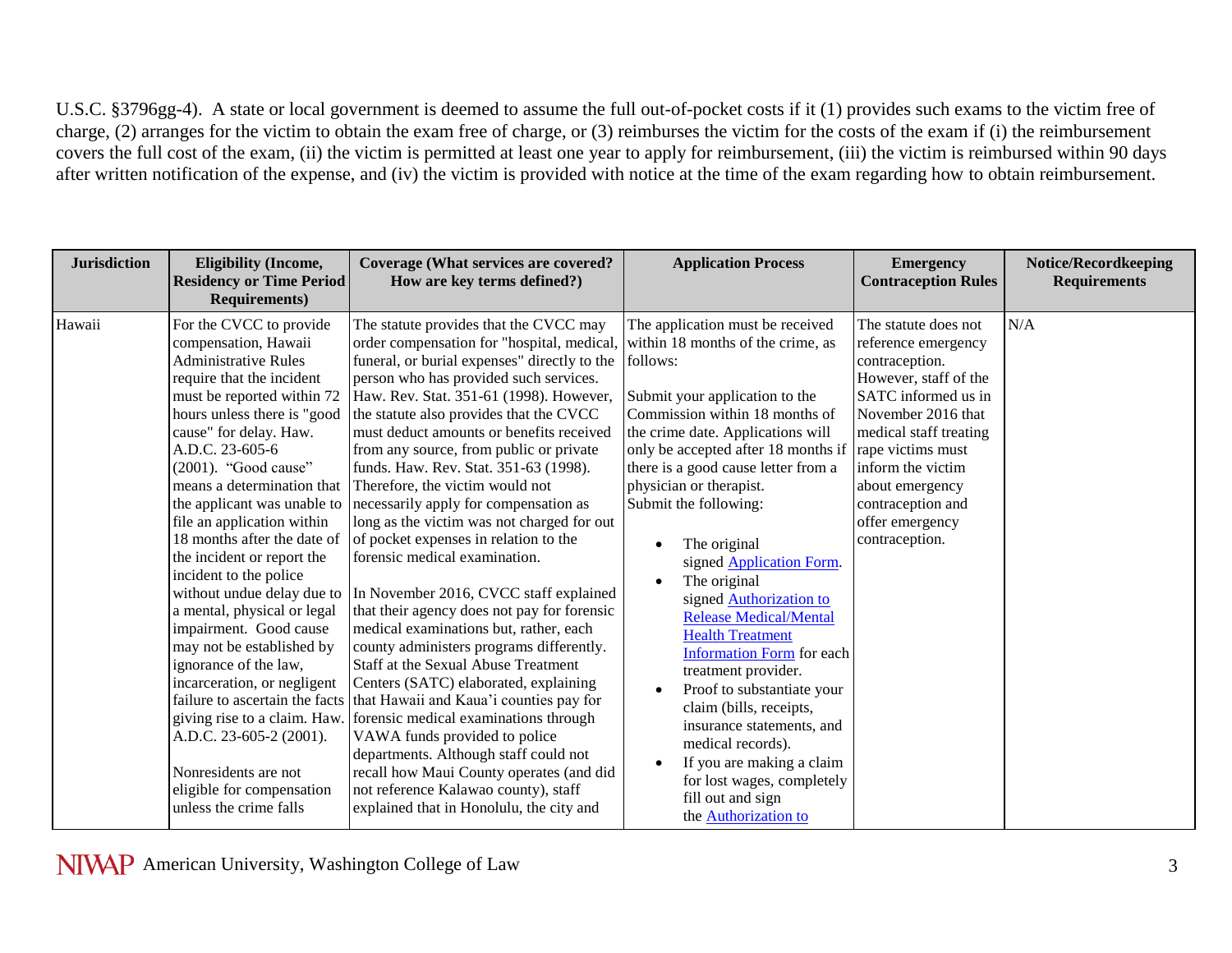U.S.C. §3796gg-4). A state or local government is deemed to assume the full out-of-pocket costs if it (1) provides such exams to the victim free of charge, (2) arranges for the victim to obtain the exam free of charge, or (3) reimburses the victim for the costs of the exam if (i) the reimbursement covers the full cost of the exam, (ii) the victim is permitted at least one year to apply for reimbursement, (iii) the victim is reimbursed within 90 days after written notification of the expense, and (iv) the victim is provided with notice at the time of the exam regarding how to obtain reimbursement.

| Jurisdiction | Eligibility (Income, Residency or Time Period Requirements) | Coverage (What services are covered? How are key terms defined?) | Application Process | Emergency Contraception Rules | Notice/Recordkeeping Requirements |
|---|---|---|---|---|---|
| Hawaii | For the CVCC to provide compensation, Hawaii Administrative Rules require that the incident must be reported within 72 hours unless there is "good cause" for delay. Haw. A.D.C. 23-605-6 (2001). "Good cause" means a determination that the applicant was unable to file an application within 18 months after the date of the incident or report the incident to the police without undue delay due to a mental, physical or legal impairment. Good cause may not be established by ignorance of the law, incarceration, or negligent failure to ascertain the facts giving rise to a claim. Haw. A.D.C. 23-605-2 (2001).<br><br>Nonresidents are not eligible for compensation unless the crime falls | The statute provides that the CVCC may order compensation for "hospital, medical, funeral, or burial expenses" directly to the person who has provided such services. Haw. Rev. Stat. 351-61 (1998). However, the statute also provides that the CVCC must deduct amounts or benefits received from any source, from public or private funds. Haw. Rev. Stat. 351-63 (1998). Therefore, the victim would not necessarily apply for compensation as long as the victim was not charged for out of pocket expenses in relation to the forensic medical examination.<br><br>In November 2016, CVCC staff explained that their agency does not pay for forensic medical examinations but, rather, each county administers programs differently. Staff at the Sexual Abuse Treatment Centers (SATC) elaborated, explaining that Hawaii and Kaua'i counties pay for forensic medical examinations through VAWA funds provided to police departments. Although staff could not recall how Maui County operates (and did not reference Kalawao county), staff explained that in Honolulu, the city and | The application must be received within 18 months of the crime, as follows:<br><br>Submit your application to the Commission within 18 months of the crime date. Applications will only be accepted after 18 months if there is a good cause letter from a physician or therapist.<br>Submit the following:<br><br>• The original signed Application Form.<br>• The original signed Authorization to Release Medical/Mental Health Treatment Information Form for each treatment provider.<br>• Proof to substantiate your claim (bills, receipts, insurance statements, and medical records).<br>• If you are making a claim for lost wages, completely fill out and sign the Authorization to | The statute does not reference emergency contraception. However, staff of the SATC informed us in November 2016 that medical staff treating rape victims must inform the victim about emergency contraception and offer emergency contraception. | N/A |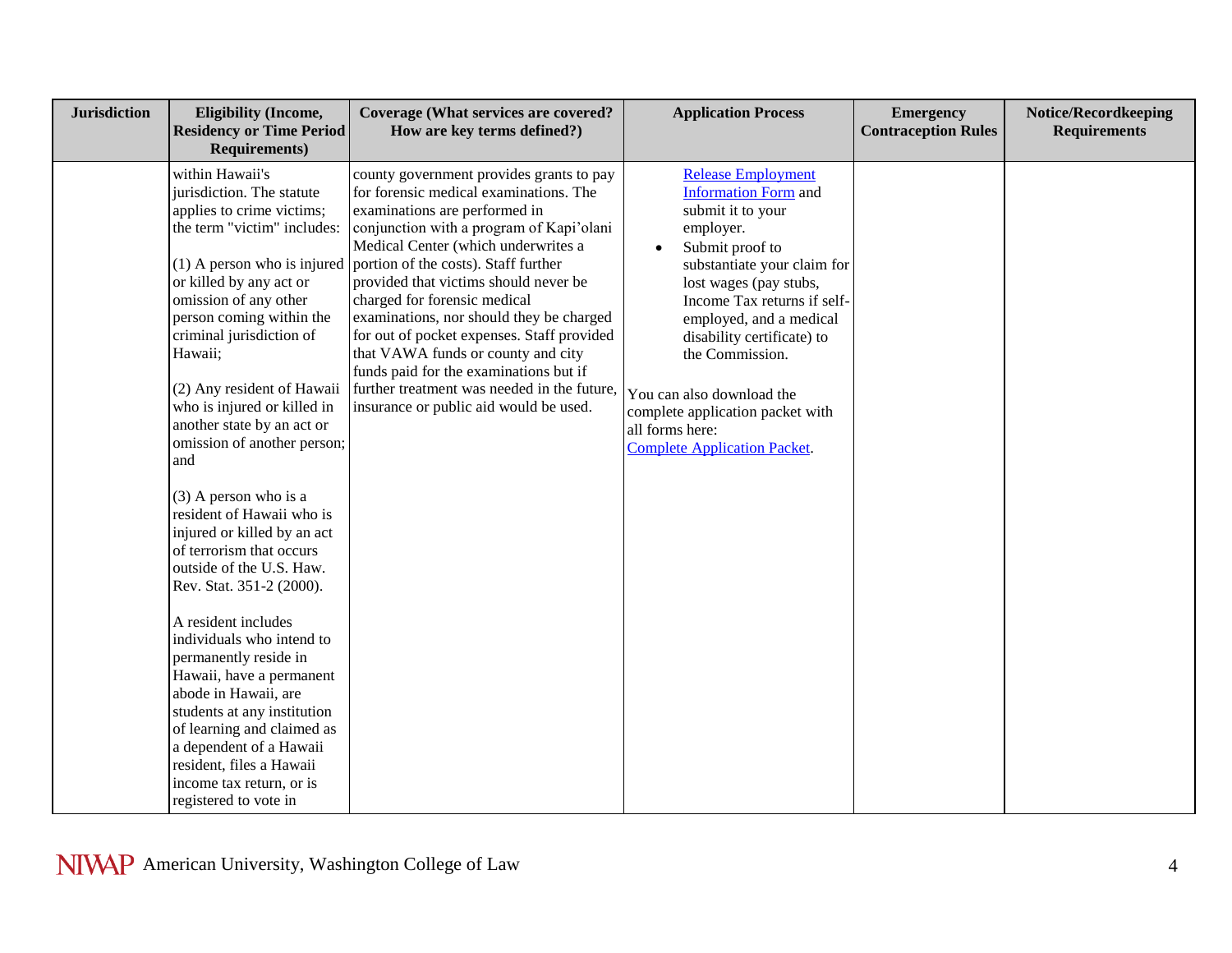| Jurisdiction | Eligibility (Income, Residency or Time Period Requirements) | Coverage (What services are covered? How are key terms defined?) | Application Process | Emergency Contraception Rules | Notice/Recordkeeping Requirements |
|---|---|---|---|---|---|
| | within Hawaii's jurisdiction. The statute applies to crime victims; the term "victim" includes:<br><br>(1) A person who is injured or killed by any act or omission of any other person coming within the criminal jurisdiction of Hawaii;<br><br>(2) Any resident of Hawaii who is injured or killed in another state by an act or omission of another person; and<br><br>(3) A person who is a resident of Hawaii who is injured or killed by an act of terrorism that occurs outside of the U.S. Haw. Rev. Stat. 351-2 (2000).<br><br>A resident includes individuals who intend to permanently reside in Hawaii, have a permanent abode in Hawaii, are students at any institution of learning and claimed as a dependent of a Hawaii resident, files a Hawaii income tax return, or is registered to vote in | county government provides grants to pay for forensic medical examinations. The examinations are performed in conjunction with a program of Kapi'olani Medical Center (which underwrites a portion of the costs). Staff further provided that victims should never be charged for forensic medical examinations, nor should they be charged for out of pocket expenses. Staff provided that VAWA funds or county and city funds paid for the examinations but if further treatment was needed in the future, insurance or public aid would be used. | Release Employment Information Form and submit it to your employer.<br>• Submit proof to substantiate your claim for lost wages (pay stubs, Income Tax returns if self-employed, and a medical disability certificate) to the Commission.<br><br>You can also download the complete application packet with all forms here: Complete Application Packet. | | |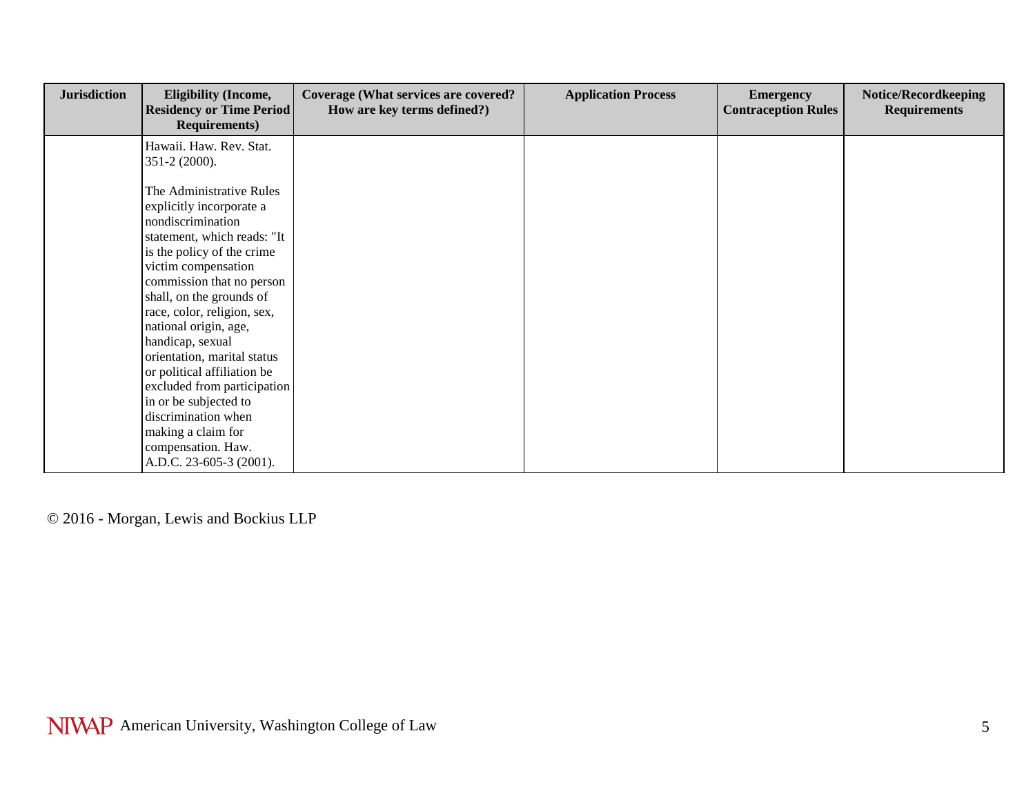| Jurisdiction | Eligibility (Income, Residency or Time Period Requirements) | Coverage (What services are covered? How are key terms defined?) | Application Process | Emergency Contraception Rules | Notice/Recordkeeping Requirements |
|---|---|---|---|---|---|
| | Hawaii. Haw. Rev. Stat. 351-2 (2000).<br><br>The Administrative Rules explicitly incorporate a nondiscrimination statement, which reads: "It is the policy of the crime victim compensation commission that no person shall, on the grounds of race, color, religion, sex, national origin, age, handicap, sexual orientation, marital status or political affiliation be excluded from participation in or be subjected to discrimination when making a claim for compensation. Haw. A.D.C. 23-605-3 (2001). | | | | |

© 2016 - Morgan, Lewis and Bockius LLP

NIWAP American University, Washington College of Law